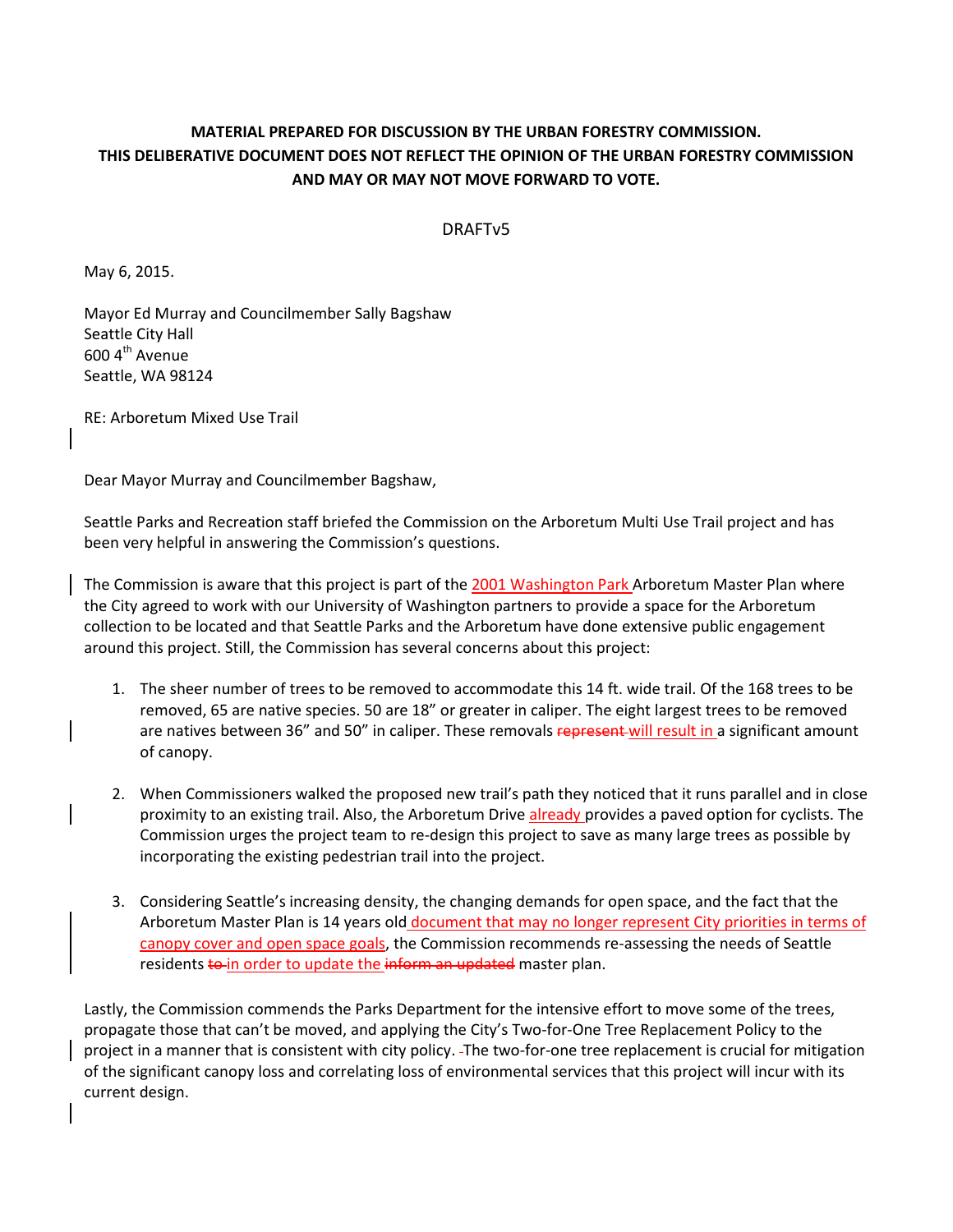**MATERIAL PREPARED FOR DISCUSSION BY THE URBAN FORESTRY COMMISSION. THIS DELIBERATIVE DOCUMENT DOES NOT REFLECT THE OPINION OF THE URBAN FORESTRY COMMISSION AND MAY OR MAY NOT MOVE FORWARD TO VOTE.**

DRAFTv5

May 6, 2015.

Mayor Ed Murray and Councilmember Sally Bagshaw
Seattle City Hall
600 4th Avenue
Seattle, WA 98124

RE: Arboretum Mixed Use Trail

Dear Mayor Murray and Councilmember Bagshaw,

Seattle Parks and Recreation staff briefed the Commission on the Arboretum Multi Use Trail project and has been very helpful in answering the Commission's questions.

The Commission is aware that this project is part of the 2001 Washington Park Arboretum Master Plan where the City agreed to work with our University of Washington partners to provide a space for the Arboretum collection to be located and that Seattle Parks and the Arboretum have done extensive public engagement around this project. Still, the Commission has several concerns about this project:

1. The sheer number of trees to be removed to accommodate this 14 ft. wide trail. Of the 168 trees to be removed, 65 are native species. 50 are 18" or greater in caliper. The eight largest trees to be removed are natives between 36" and 50" in caliper. These removals ~~represent~~ will result in a significant amount of canopy.

2. When Commissioners walked the proposed new trail's path they noticed that it runs parallel and in close proximity to an existing trail. Also, the Arboretum Drive already provides a paved option for cyclists. The Commission urges the project team to re-design this project to save as many large trees as possible by incorporating the existing pedestrian trail into the project.

3. Considering Seattle's increasing density, the changing demands for open space, and the fact that the Arboretum Master Plan is 14 years old document that may no longer represent City priorities in terms of canopy cover and open space goals, the Commission recommends re-assessing the needs of Seattle residents ~~to~~ in order to update the ~~inform an updated~~ master plan.

Lastly, the Commission commends the Parks Department for the intensive effort to move some of the trees, propagate those that can't be moved, and applying the City's Two-for-One Tree Replacement Policy to the project in a manner that is consistent with city policy. The two-for-one tree replacement is crucial for mitigation of the significant canopy loss and correlating loss of environmental services that this project will incur with its current design.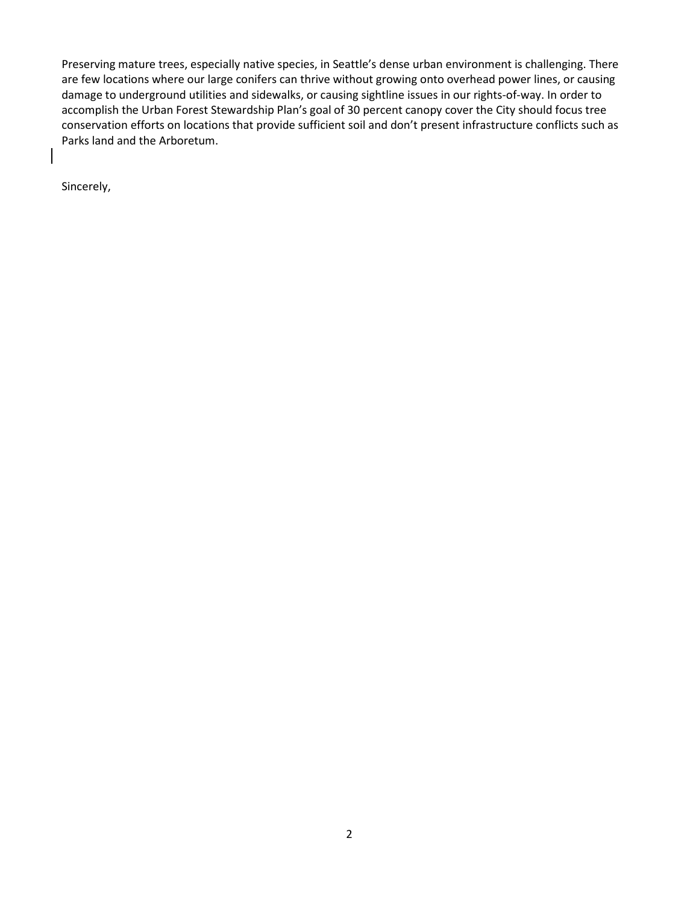Preserving mature trees, especially native species, in Seattle's dense urban environment is challenging. There are few locations where our large conifers can thrive without growing onto overhead power lines, or causing damage to underground utilities and sidewalks, or causing sightline issues in our rights-of-way. In order to accomplish the Urban Forest Stewardship Plan's goal of 30 percent canopy cover the City should focus tree conservation efforts on locations that provide sufficient soil and don't present infrastructure conflicts such as Parks land and the Arboretum.

Sincerely,